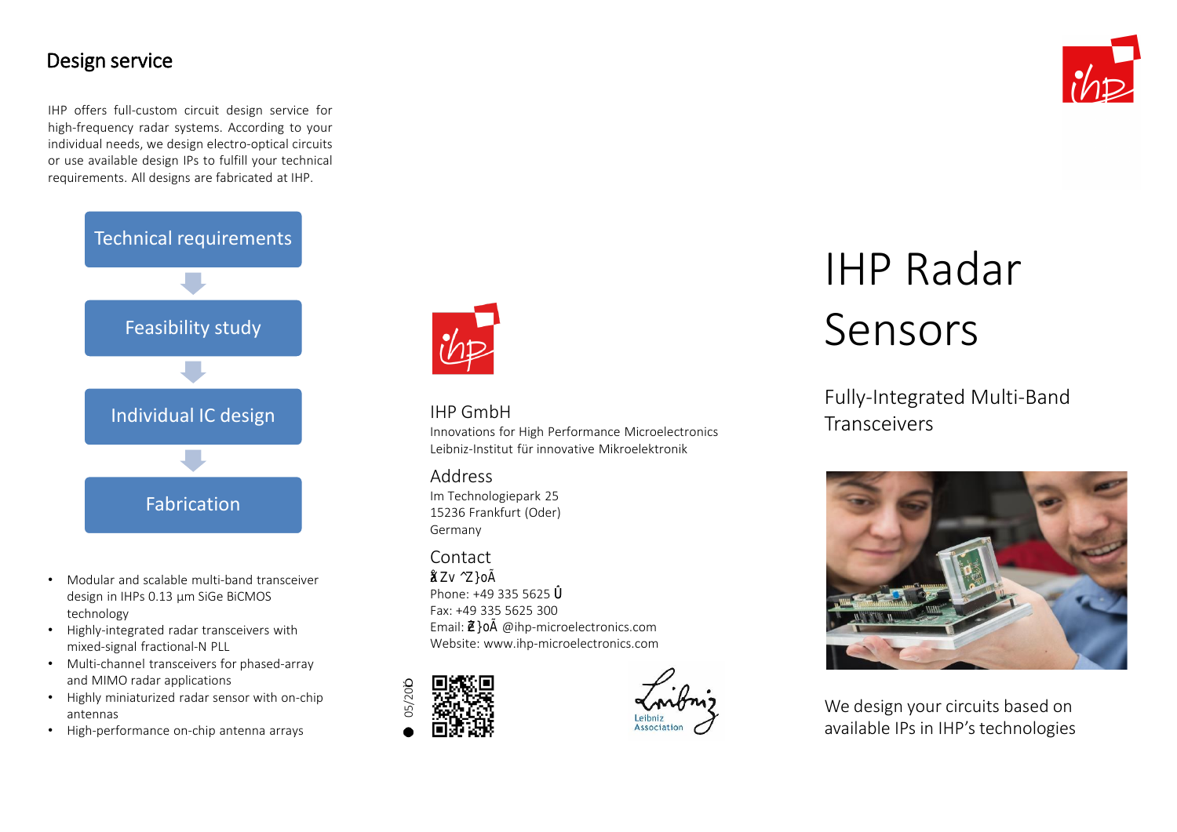## Design service

IHP offers full-custom circuit design service for high-frequency radar systems. According to your individual needs, we design electro-optical circuits or use available design IPs to fulfill your technical requirements. All designs are fabricated at IHP.

Technical requirements

Feasibility study

Individual IC design

Fabrication

- Modular and scalable multi-band transceiver design in IHPs 0.13 µm SiGe BiCMOS technology
- Highly-integrated radar transceivers with mixed-signal fractional-N PLL
- Multi-channel transceivers for phased-array and MIMO radar applications
- Highly miniaturized radar sensor with on-chip antennas
- High-performance on-chip antenna arrays

### IHP GmbH

Innovations for High Performance Microelectronics
Leibniz-Institut für innovative Mikroelektronik

### Address

Im Technologiepark 25
15236 Frankfurt (Oder)
Germany

### Contact

Phone: +49 335 5625
Fax: +49 335 5625 300
Email: @ihp-microelectronics.com
Website: www.ihp-microelectronics.com

05/20

Leibniz Association

# IHP Radar Sensors

## Fully-Integrated Multi-Band Transceivers

We design your circuits based on available IPs in IHP's technologies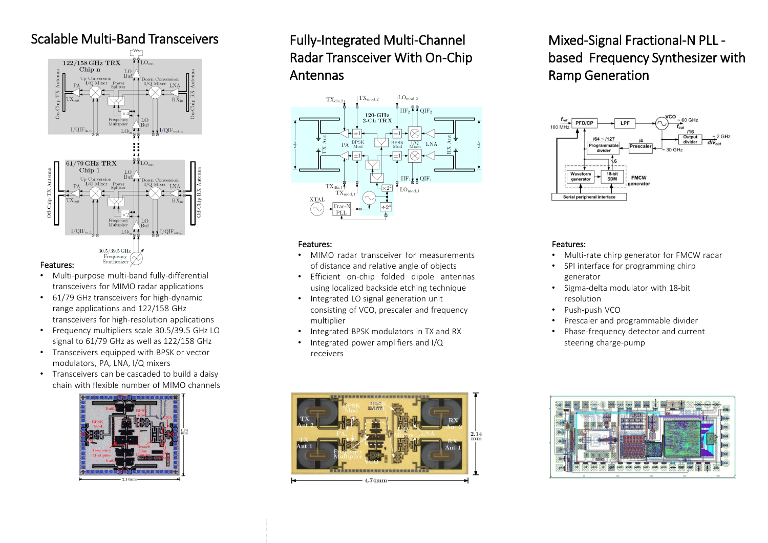## Scalable Multi-Band Transceivers

Features:

- Multi-purpose multi-band fully-differential transceivers for MIMO radar applications
- 61/79 GHz transceivers for high-dynamic range applications and 122/158 GHz transceivers for high-resolution applications
- Frequency multipliers scale 30.5/39.5 GHz LO signal to 61/79 GHz as well as 122/158 GHz
- Transceivers equipped with BPSK or vector modulators, PA, LNA, I/Q mixers
- Transceivers can be cascaded to build a daisy chain with flexible number of MIMO channels

## Fully-Integrated Multi-Channel Radar Transceiver With On-Chip Antennas

Features:

- MIMO radar transceiver for measurements of distance and relative angle of objects
- Efficient on-chip folded dipole antennas using localized backside etching technique
- Integrated LO signal generation unit consisting of VCO, prescaler and frequency multiplier
- Integrated BPSK modulators in TX and RX
- Integrated power amplifiers and I/Q receivers

## Mixed-Signal Fractional-N PLL - based Frequency Synthesizer with Ramp Generation

Features:

- Multi-rate chirp generator for FMCW radar
- SPI interface for programming chirp generator
- Sigma-delta modulator with 18-bit resolution
- Push-push VCO
- Prescaler and programmable divider
- Phase-frequency detector and current steering charge-pump